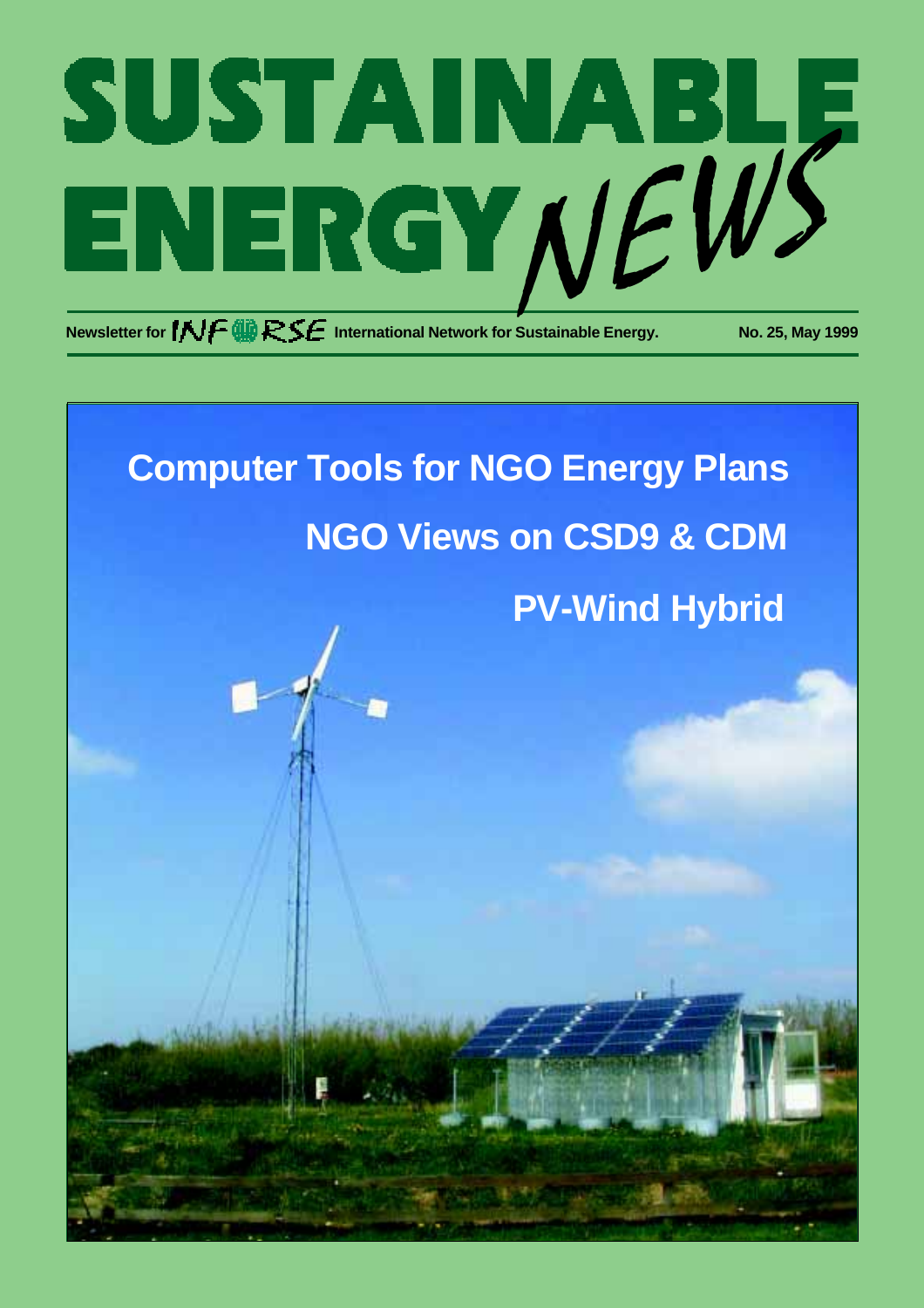# SUSTAINABLE ENERGY NEWS

Newsletter for INFORSE International Network for Sustainable Energy. No. 25, May 1999

## Computer Tools for NGO Energy Plans

## NGO Views on CSD9 & CDM

## PV-Wind Hybrid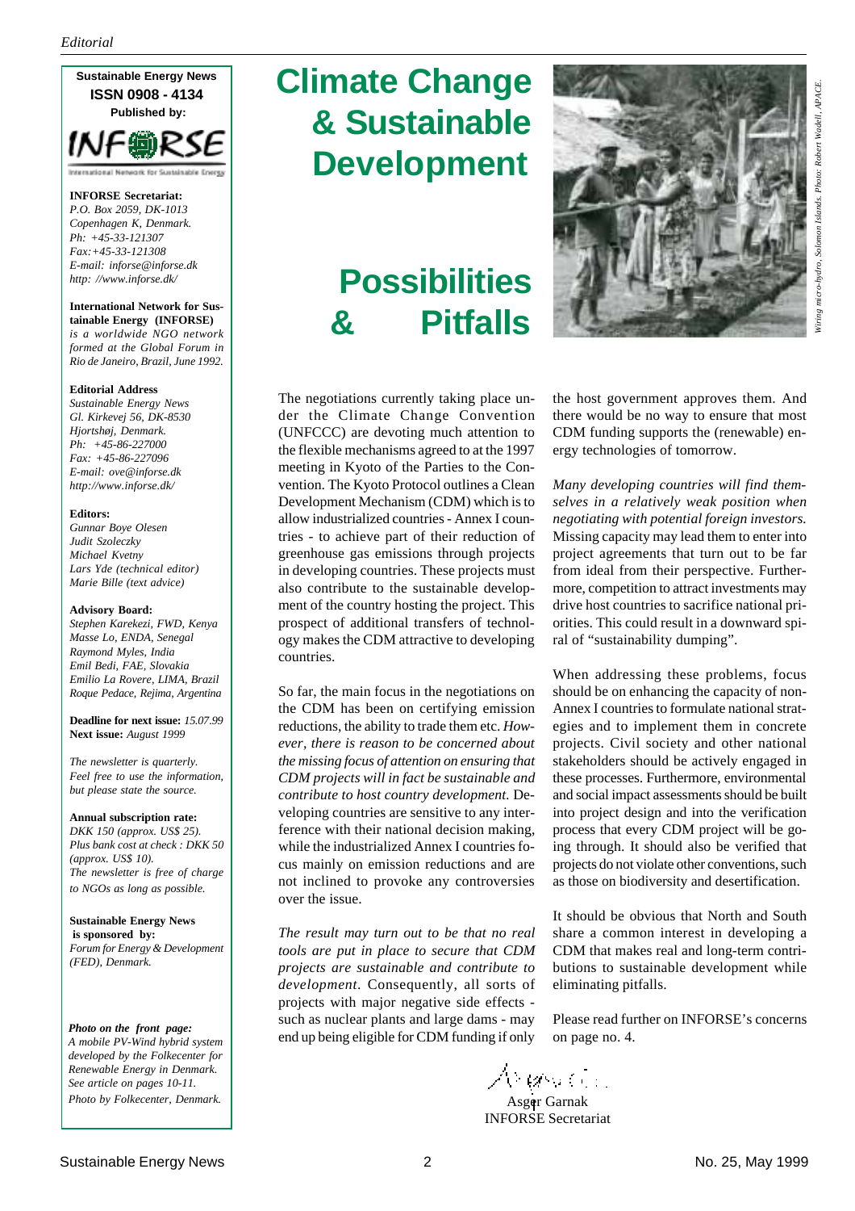**Sustainable Energy News**
**ISSN 0908 - 4134**
**Published by:**

INFORSE
International Network for Sustainable Energy

**INFORSE Secretariat:**
*P.O. Box 2059, DK-1013 Copenhagen K, Denmark.*
*Ph: +45-33-121307*
*Fax:+45-33-121308*
*E-mail: inforse@inforse.dk*
*http: //www.inforse.dk/*

**International Network for Sustainable Energy (INFORSE)**
*is a worldwide NGO network formed at the Global Forum in Rio de Janeiro, Brazil, June 1992.*

**Editorial Address**
*Sustainable Energy News*
*Gl. Kirkevej 56, DK-8530 Hjortshøj, Denmark.*
*Ph: +45-86-227000*
*Fax: +45-86-227096*
*E-mail: ove@inforse.dk*
*http://www.inforse.dk/*

**Editors:**
*Gunnar Boye Olesen*
*Judit Szoleczky*
*Michael Kvetny*
*Lars Yde (technical editor)*
*Marie Bille (text advice)*

**Advisory Board:**
*Stephen Karekezi, FWD, Kenya*
*Masse Lo, ENDA, Senegal*
*Raymond Myles, India*
*Emil Bedi, FAE, Slovakia*
*Emilio La Rovere, LIMA, Brazil*
*Roque Pedace, Rejima, Argentina*

**Deadline for next issue:** *15.07.99*
**Next issue:** *August 1999*

*The newsletter is quarterly. Feel free to use the information, but please state the source.*

**Annual subscription rate:**
*DKK 150 (approx. US$ 25). Plus bank cost at check : DKK 50 (approx. US$ 10).*
*The newsletter is free of charge to NGOs as long as possible.*

**Sustainable Energy News is sponsored by:**
*Forum for Energy & Development (FED), Denmark.*

***Photo on the front page:***
*A mobile PV-Wind hybrid system developed by the Folkecenter for Renewable Energy in Denmark. See article on pages 10-11.*
*Photo by Folkecenter, Denmark.*

# Climate Change & Sustainable Development

# Possibilities & Pitfalls

*Wiring micro-hydro, Solomon Islands. Photo: Robert Wadell, APACE.*

The negotiations currently taking place under the Climate Change Convention (UNFCCC) are devoting much attention to the flexible mechanisms agreed to at the 1997 meeting in Kyoto of the Parties to the Convention. The Kyoto Protocol outlines a Clean Development Mechanism (CDM) which is to allow industrialized countries - Annex I countries - to achieve part of their reduction of greenhouse gas emissions through projects in developing countries. These projects must also contribute to the sustainable development of the country hosting the project. This prospect of additional transfers of technology makes the CDM attractive to developing countries.

So far, the main focus in the negotiations on the CDM has been on certifying emission reductions, the ability to trade them etc. *However, there is reason to be concerned about the missing focus of attention on ensuring that CDM projects will in fact be sustainable and contribute to host country development.* Developing countries are sensitive to any interference with their national decision making, while the industrialized Annex I countries focus mainly on emission reductions and are not inclined to provoke any controversies over the issue.

*The result may turn out to be that no real tools are put in place to secure that CDM projects are sustainable and contribute to development.* Consequently, all sorts of projects with major negative side effects - such as nuclear plants and large dams - may end up being eligible for CDM funding if only the host government approves them. And there would be no way to ensure that most CDM funding supports the (renewable) energy technologies of tomorrow.

*Many developing countries will find themselves in a relatively weak position when negotiating with potential foreign investors.* Missing capacity may lead them to enter into project agreements that turn out to be far from ideal from their perspective. Furthermore, competition to attract investments may drive host countries to sacrifice national priorities. This could result in a downward spiral of "sustainability dumping".

When addressing these problems, focus should be on enhancing the capacity of non-Annex I countries to formulate national strategies and to implement them in concrete projects. Civil society and other national stakeholders should be actively engaged in these processes. Furthermore, environmental and social impact assessments should be built into project design and into the verification process that every CDM project will be going through. It should also be verified that projects do not violate other conventions, such as those on biodiversity and desertification.

It should be obvious that North and South share a common interest in developing a CDM that makes real and long-term contributions to sustainable development while eliminating pitfalls.

Please read further on INFORSE's concerns on page no. 4.

Asger Garnak
INFORSE Secretariat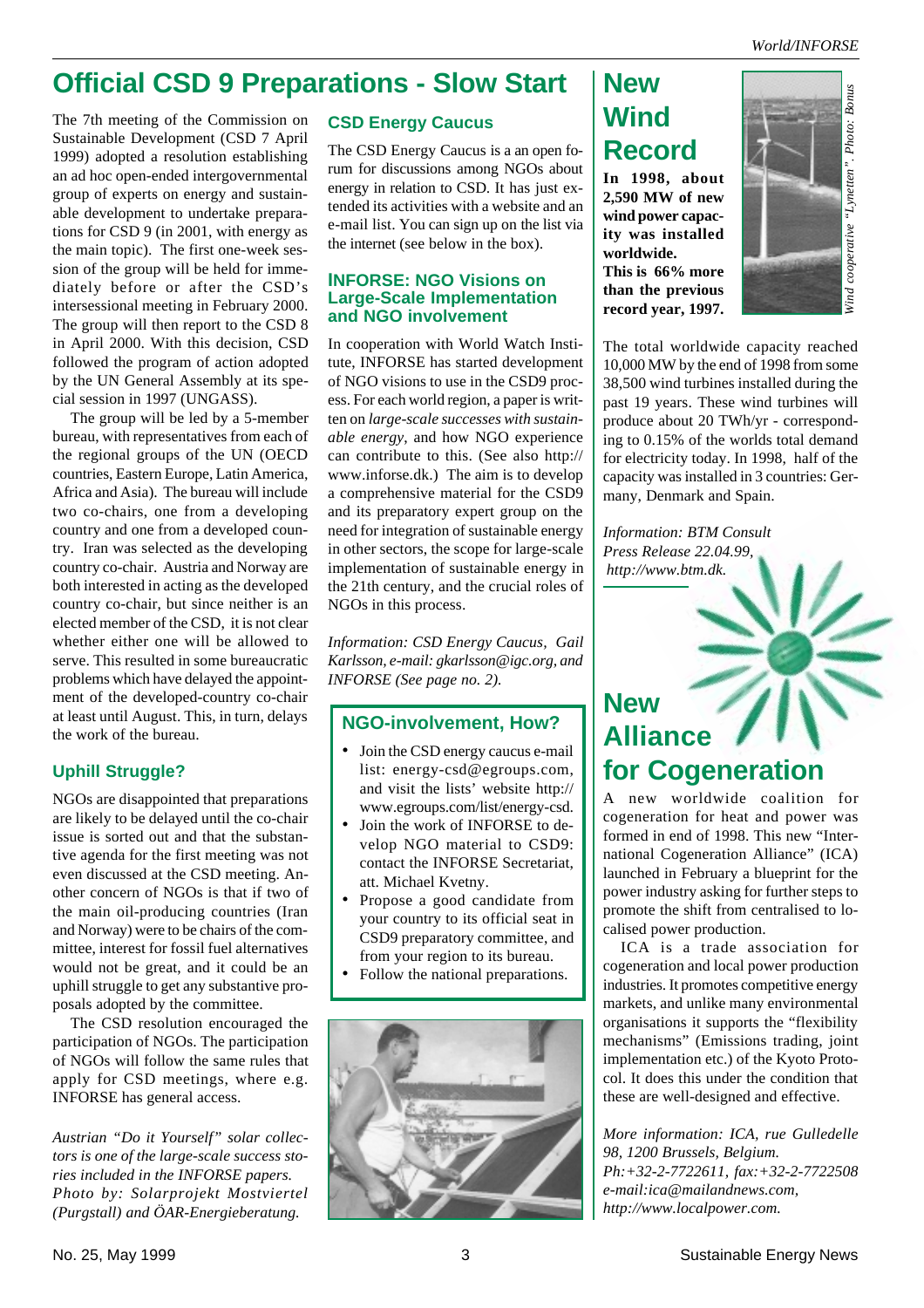# Official CSD 9 Preparations - Slow Start

The 7th meeting of the Commission on Sustainable Development (CSD 7 April 1999) adopted a resolution establishing an ad hoc open-ended intergovernmental group of experts on energy and sustainable development to undertake preparations for CSD 9 (in 2001, with energy as the main topic). The first one-week session of the group will be held for immediately before or after the CSD's intersessional meeting in February 2000. The group will then report to the CSD 8 in April 2000. With this decision, CSD followed the program of action adopted by the UN General Assembly at its special session in 1997 (UNGASS).

The group will be led by a 5-member bureau, with representatives from each of the regional groups of the UN (OECD countries, Eastern Europe, Latin America, Africa and Asia). The bureau will include two co-chairs, one from a developing country and one from a developed country. Iran was selected as the developing country co-chair. Austria and Norway are both interested in acting as the developed country co-chair, but since neither is an elected member of the CSD, it is not clear whether either one will be allowed to serve. This resulted in some bureaucratic problems which have delayed the appointment of the developed-country co-chair at least until August. This, in turn, delays the work of the bureau.

## Uphill Struggle?

NGOs are disappointed that preparations are likely to be delayed until the co-chair issue is sorted out and that the substantive agenda for the first meeting was not even discussed at the CSD meeting. Another concern of NGOs is that if two of the main oil-producing countries (Iran and Norway) were to be chairs of the committee, interest for fossil fuel alternatives would not be great, and it could be an uphill struggle to get any substantive proposals adopted by the committee.

The CSD resolution encouraged the participation of NGOs. The participation of NGOs will follow the same rules that apply for CSD meetings, where e.g. INFORSE has general access.

*Austrian "Do it Yourself" solar collectors is one of the large-scale success stories included in the INFORSE papers. Photo by: Solarprojekt Mostviertel (Purgstall) and ÖAR-Energieberatung.*

## CSD Energy Caucus

The CSD Energy Caucus is a an open forum for discussions among NGOs about energy in relation to CSD. It has just extended its activities with a website and an e-mail list. You can sign up on the list via the internet (see below in the box).

## INFORSE: NGO Visions on Large-Scale Implementation and NGO involvement

In cooperation with World Watch Institute, INFORSE has started development of NGO visions to use in the CSD9 process. For each world region, a paper is written on *large-scale successes with sustainable energy*, and how NGO experience can contribute to this. (See also http://www.inforse.dk.) The aim is to develop a comprehensive material for the CSD9 and its preparatory expert group on the need for integration of sustainable energy in other sectors, the scope for large-scale implementation of sustainable energy in the 21th century, and the crucial roles of NGOs in this process.

*Information: CSD Energy Caucus, Gail Karlsson, e-mail: gkarlsson@igc.org, and INFORSE (See page no. 2).*

### NGO-involvement, How?

- Join the CSD energy caucus e-mail list: energy-csd@egroups.com, and visit the lists' website http://www.egroups.com/list/energy-csd.
- Join the work of INFORSE to develop NGO material to CSD9: contact the INFORSE Secretariat, att. Michael Kvetny.
- Propose a good candidate from your country to its official seat in CSD9 preparatory committee, and from your region to its bureau.
- Follow the national preparations.

# New Wind Record

**In 1998, about 2,590 MW of new wind power capacity was installed worldwide. This is 66% more than the previous record year, 1997.**

*Wind cooperative "Lynetten". Photo: Bonus*

The total worldwide capacity reached 10,000 MW by the end of 1998 from some 38,500 wind turbines installed during the past 19 years. These wind turbines will produce about 20 TWh/yr - corresponding to 0.15% of the worlds total demand for electricity today. In 1998, half of the capacity was installed in 3 countries: Germany, Denmark and Spain.

*Information: BTM Consult Press Release 22.04.99, http://www.btm.dk.*

# New Alliance for Cogeneration

A new worldwide coalition for cogeneration for heat and power was formed in end of 1998. This new "International Cogeneration Alliance" (ICA) launched in February a blueprint for the power industry asking for further steps to promote the shift from centralised to localised power production.

ICA is a trade association for cogeneration and local power production industries. It promotes competitive energy markets, and unlike many environmental organisations it supports the "flexibility mechanisms" (Emissions trading, joint implementation etc.) of the Kyoto Protocol. It does this under the condition that these are well-designed and effective.

*More information: ICA, rue Gulledelle 98, 1200 Brussels, Belgium. Ph:+32-2-7722611, fax:+32-2-7722508 e-mail:ica@mailandnews.com, http://www.localpower.com.*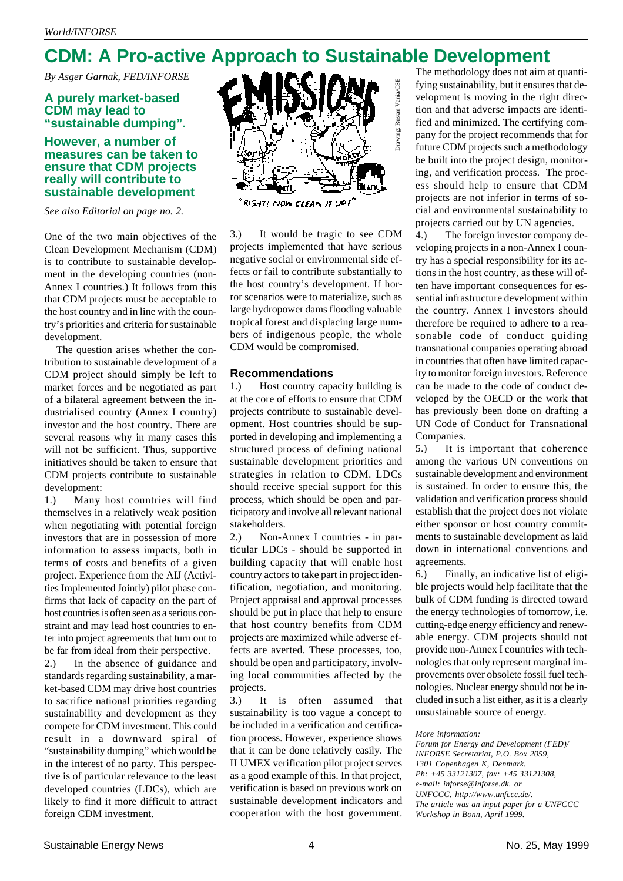# CDM: A Pro-active Approach to Sustainable Development

*By Asger Garnak, FED/INFORSE*

**A purely market-based CDM may lead to "sustainable dumping".**

**However, a number of measures can be taken to ensure that CDM projects really will contribute to sustainable development**

*See also Editorial on page no. 2.*

One of the two main objectives of the Clean Development Mechanism (CDM) is to contribute to sustainable development in the developing countries (non-Annex I countries.) It follows from this that CDM projects must be acceptable to the host country and in line with the country's priorities and criteria for sustainable development.

The question arises whether the contribution to sustainable development of a CDM project should simply be left to market forces and be negotiated as part of a bilateral agreement between the industrialised country (Annex I country) investor and the host country. There are several reasons why in many cases this will not be sufficient. Thus, supportive initiatives should be taken to ensure that CDM projects contribute to sustainable development:

1.) Many host countries will find themselves in a relatively weak position when negotiating with potential foreign investors that are in possession of more information to assess impacts, both in terms of costs and benefits of a given project. Experience from the AIJ (Activities Implemented Jointly) pilot phase confirms that lack of capacity on the part of host countries is often seen as a serious constraint and may lead host countries to enter into project agreements that turn out to be far from ideal from their perspective.

2.) In the absence of guidance and standards regarding sustainability, a market-based CDM may drive host countries to sacrifice national priorities regarding sustainability and development as they compete for CDM investment. This could result in a downward spiral of "sustainability dumping" which would be in the interest of no party. This perspective is of particular relevance to the least developed countries (LDCs), which are likely to find it more difficult to attract foreign CDM investment.

Drawing: Ruslan Vania/CSE

3.) It would be tragic to see CDM projects implemented that have serious negative social or environmental side effects or fail to contribute substantially to the host country's development. If horror scenarios were to materialize, such as large hydropower dams flooding valuable tropical forest and displacing large numbers of indigenous people, the whole CDM would be compromised.

## Recommendations

1.) Host country capacity building is at the core of efforts to ensure that CDM projects contribute to sustainable development. Host countries should be supported in developing and implementing a structured process of defining national sustainable development priorities and strategies in relation to CDM. LDCs should receive special support for this process, which should be open and participatory and involve all relevant national stakeholders.

2.) Non-Annex I countries - in particular LDCs - should be supported in building capacity that will enable host country actors to take part in project identification, negotiation, and monitoring. Project appraisal and approval processes should be put in place that help to ensure that host country benefits from CDM projects are maximized while adverse effects are averted. These processes, too, should be open and participatory, involving local communities affected by the projects.

3.) It is often assumed that sustainability is too vague a concept to be included in a verification and certification process. However, experience shows that it can be done relatively easily. The ILUMEX verification pilot project serves as a good example of this. In that project, verification is based on previous work on sustainable development indicators and cooperation with the host government. The methodology does not aim at quantifying sustainability, but it ensures that development is moving in the right direction and that adverse impacts are identified and minimized. The certifying company for the project recommends that for future CDM projects such a methodology be built into the project design, monitoring, and verification process. The process should help to ensure that CDM projects are not inferior in terms of social and environmental sustainability to projects carried out by UN agencies.

4.) The foreign investor company developing projects in a non-Annex I country has a special responsibility for its actions in the host country, as these will often have important consequences for essential infrastructure development within the country. Annex I investors should therefore be required to adhere to a reasonable code of conduct guiding transnational companies operating abroad in countries that often have limited capacity to monitor foreign investors. Reference can be made to the code of conduct developed by the OECD or the work that has previously been done on drafting a UN Code of Conduct for Transnational Companies.

5.) It is important that coherence among the various UN conventions on sustainable development and environment is sustained. In order to ensure this, the validation and verification process should establish that the project does not violate either sponsor or host country commitments to sustainable development as laid down in international conventions and agreements.

6.) Finally, an indicative list of eligible projects would help facilitate that the bulk of CDM funding is directed toward the energy technologies of tomorrow, i.e. cutting-edge energy efficiency and renewable energy. CDM projects should not provide non-Annex I countries with technologies that only represent marginal improvements over obsolete fossil fuel technologies. Nuclear energy should not be included in such a list either, as it is a clearly unsustainable source of energy.

*More information:*
*Forum for Energy and Development (FED)/ INFORSE Secretariat, P.O. Box 2059, 1301 Copenhagen K, Denmark.*
*Ph: +45 33121307, fax: +45 33121308, e-mail: inforse@inforse.dk. or*
*UNFCCC, http://www.unfccc.de/.*
*The article was an input paper for a UNFCCC Workshop in Bonn, April 1999.*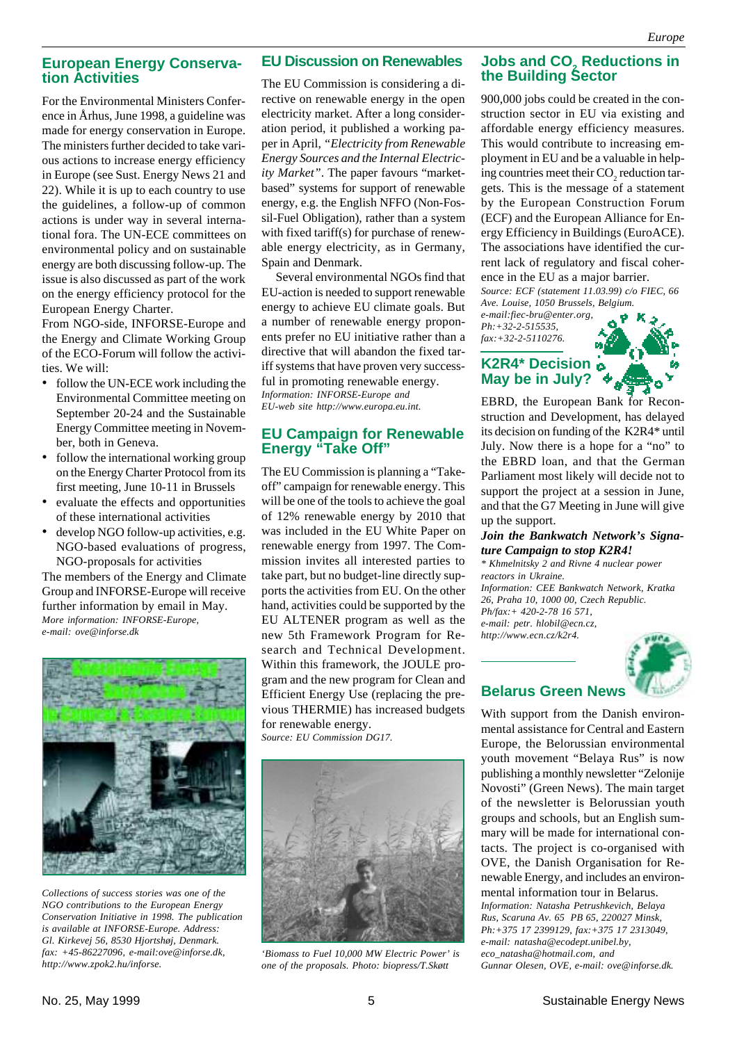## European Energy Conservation Activities

For the Environmental Ministers Conference in Århus, June 1998, a guideline was made for energy conservation in Europe. The ministers further decided to take various actions to increase energy efficiency in Europe (see Sust. Energy News 21 and 22). While it is up to each country to use the guidelines, a follow-up of common actions is under way in several international fora. The UN-ECE committees on environmental policy and on sustainable energy are both discussing follow-up. The issue is also discussed as part of the work on the energy efficiency protocol for the European Energy Charter.

From NGO-side, INFORSE-Europe and the Energy and Climate Working Group of the ECO-Forum will follow the activities. We will:

- follow the UN-ECE work including the Environmental Committee meeting on September 20-24 and the Sustainable Energy Committee meeting in November, both in Geneva.
- follow the international working group on the Energy Charter Protocol from its first meeting, June 10-11 in Brussels
- evaluate the effects and opportunities of these international activities
- develop NGO follow-up activities, e.g. NGO-based evaluations of progress, NGO-proposals for activities

The members of the Energy and Climate Group and INFORSE-Europe will receive further information by email in May.

*More information: INFORSE-Europe, e-mail: ove@inforse.dk*

*Collections of success stories was one of the NGO contributions to the European Energy Conservation Initiative in 1998. The publication is available at INFORSE-Europe. Address: Gl. Kirkevej 56, 8530 Hjortshøj, Denmark. fax: +45-86227096, e-mail:ove@inforse.dk, http://www.zpok2.hu/inforse.*

## EU Discussion on Renewables

The EU Commission is considering a directive on renewable energy in the open electricity market. After a long consideration period, it published a working paper in April, *"Electricity from Renewable Energy Sources and the Internal Electricity Market"*. The paper favours "market-based" systems for support of renewable energy, e.g. the English NFFO (Non-Fossil-Fuel Obligation), rather than a system with fixed tariff(s) for purchase of renewable energy electricity, as in Germany, Spain and Denmark.

Several environmental NGOs find that EU-action is needed to support renewable energy to achieve EU climate goals. But a number of renewable energy proponents prefer no EU initiative rather than a directive that will abandon the fixed tariff systems that have proven very successful in promoting renewable energy.

*Information: INFORSE-Europe and EU-web site http://www.europa.eu.int.*

## EU Campaign for Renewable Energy "Take Off"

The EU Commission is planning a "Take-off" campaign for renewable energy. This will be one of the tools to achieve the goal of 12% renewable energy by 2010 that was included in the EU White Paper on renewable energy from 1997. The Commission invites all interested parties to take part, but no budget-line directly supports the activities from EU. On the other hand, activities could be supported by the EU ALTENER program as well as the new 5th Framework Program for Research and Technical Development. Within this framework, the JOULE program and the new program for Clean and Efficient Energy Use (replacing the previous THERMIE) has increased budgets for renewable energy.

*Source: EU Commission DG17.*

*'Biomass to Fuel 10,000 MW Electric Power' is one of the proposals. Photo: biopress/T.Skøtt*

## Jobs and $CO_2$ Reductions in the Building Sector

900,000 jobs could be created in the construction sector in EU via existing and affordable energy efficiency measures. This would contribute to increasing employment in EU and be a valuable in helping countries meet their $CO_2$ reduction targets. This is the message of a statement by the European Construction Forum (ECF) and the European Alliance for Energy Efficiency in Buildings (EuroACE). The associations have identified the current lack of regulatory and fiscal coherence in the EU as a major barrier.

*Source: ECF (statement 11.03.99) c/o FIEC, 66 Ave. Louise, 1050 Brussels, Belgium. e-mail:fiec-bru@enter.org, Ph:+32-2-515535, fax:+32-2-5110276.*

## K2R4* Decision May be in July?

EBRD, the European Bank for Reconstruction and Development, has delayed its decision on funding of the K2R4* until July. Now there is a hope for a "no" to the EBRD loan, and that the German Parliament most likely will decide not to support the project at a session in June, and that the G7 Meeting in June will give up the support.

***Join the Bankwatch Network's Signature Campaign to stop K2R4!***

*\* Khmelnitsky 2 and Rivne 4 nuclear power reactors in Ukraine.*
*Information: CEE Bankwatch Network, Kratka 26, Praha 10, 1000 00, Czech Republic. Ph/fax:+ 420-2-78 16 571, e-mail: petr. hlobil@ecn.cz, http://www.ecn.cz/k2r4.*

## Belarus Green News

With support from the Danish environmental assistance for Central and Eastern Europe, the Belorussian environmental youth movement "Belaya Rus" is now publishing a monthly newsletter "Zelonije Novosti" (Green News). The main target of the newsletter is Belorussian youth groups and schools, but an English summary will be made for international contacts. The project is co-organised with OVE, the Danish Organisation for Renewable Energy, and includes an environmental information tour in Belarus.

*Information: Natasha Petrushkevich, Belaya Rus, Scaruna Av. 65 PB 65, 220027 Minsk, Ph:+375 17 2399129, fax:+375 17 2313049, e-mail: natasha@ecodept.unibel.by, eco_natasha@hotmail.com, and Gunnar Olesen, OVE, e-mail: ove@inforse.dk.*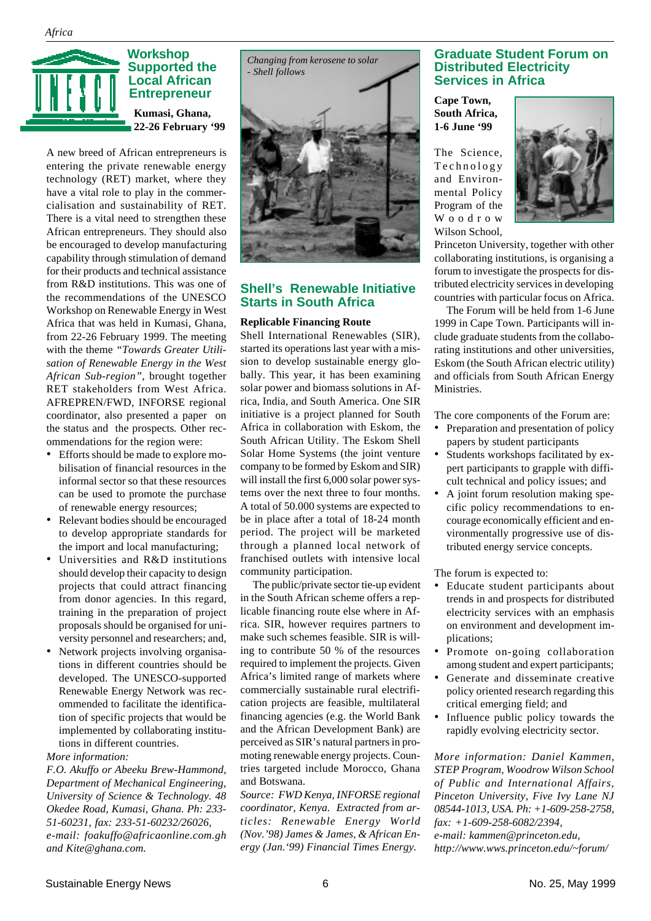## Workshop Supported the Local African Entrepreneur

**Kumasi, Ghana, 22-26 February '99**

A new breed of African entrepreneurs is entering the private renewable energy technology (RET) market, where they have a vital role to play in the commercialisation and sustainability of RET. There is a vital need to strengthen these African entrepreneurs. They should also be encouraged to develop manufacturing capability through stimulation of demand for their products and technical assistance from R&D institutions. This was one of the recommendations of the UNESCO Workshop on Renewable Energy in West Africa that was held in Kumasi, Ghana, from 22-26 February 1999. The meeting with the theme *"Towards Greater Utilisation of Renewable Energy in the West African Sub-region"*, brought together RET stakeholders from West Africa. AFREPREN/FWD, INFORSE regional coordinator, also presented a paper on the status and the prospects. Other recommendations for the region were:

- Efforts should be made to explore mobilisation of financial resources in the informal sector so that these resources can be used to promote the purchase of renewable energy resources;
- Relevant bodies should be encouraged to develop appropriate standards for the import and local manufacturing;
- Universities and R&D institutions should develop their capacity to design projects that could attract financing from donor agencies. In this regard, training in the preparation of project proposals should be organised for university personnel and researchers; and,
- Network projects involving organisations in different countries should be developed. The UNESCO-supported Renewable Energy Network was recommended to facilitate the identification of specific projects that would be implemented by collaborating institutions in different countries.

*More information:*
*F.O. Akuffo or Abeeku Brew-Hammond, Department of Mechanical Engineering, University of Science & Technology. 48 Okedee Road, Kumasi, Ghana. Ph: 233-51-60231, fax: 233-51-60232/26026, e-mail: foakuffo@africaonline.com.gh and Kite@ghana.com.*

*Changing from kerosene to solar - Shell follows*

## Shell's Renewable Initiative Starts in South Africa

**Replicable Financing Route**

Shell International Renewables (SIR), started its operations last year with a mission to develop sustainable energy globally. This year, it has been examining solar power and biomass solutions in Africa, India, and South America. One SIR initiative is a project planned for South Africa in collaboration with Eskom, the South African Utility. The Eskom Shell Solar Home Systems (the joint venture company to be formed by Eskom and SIR) will install the first 6,000 solar power systems over the next three to four months. A total of 50.000 systems are expected to be in place after a total of 18-24 month period. The project will be marketed through a planned local network of franchised outlets with intensive local community participation.

The public/private sector tie-up evident in the South African scheme offers a replicable financing route else where in Africa. SIR, however requires partners to make such schemes feasible. SIR is willing to contribute 50 % of the resources required to implement the projects. Given Africa's limited range of markets where commercially sustainable rural electrification projects are feasible, multilateral financing agencies (e.g. the World Bank and the African Development Bank) are perceived as SIR's natural partners in promoting renewable energy projects. Countries targeted include Morocco, Ghana and Botswana.

*Source: FWD Kenya, INFORSE regional coordinator, Kenya. Extracted from articles: Renewable Energy World (Nov.'98) James & James, & African Energy (Jan.'99) Financial Times Energy.*

## Graduate Student Forum on Distributed Electricity Services in Africa

**Cape Town, South Africa, 1-6 June '99**

The Science, Technology and Environmental Policy Program of the Woodrow Wilson School, Princeton University, together with other collaborating institutions, is organising a forum to investigate the prospects for distributed electricity services in developing countries with particular focus on Africa.

The Forum will be held from 1-6 June 1999 in Cape Town. Participants will include graduate students from the collaborating institutions and other universities, Eskom (the South African electric utility) and officials from South African Energy Ministries.

The core components of the Forum are:

- Preparation and presentation of policy papers by student participants
- Students workshops facilitated by expert participants to grapple with difficult technical and policy issues; and
- A joint forum resolution making specific policy recommendations to encourage economically efficient and environmentally progressive use of distributed energy service concepts.

The forum is expected to:

- Educate student participants about trends in and prospects for distributed electricity services with an emphasis on environment and development implications;
- Promote on-going collaboration among student and expert participants;
- Generate and disseminate creative policy oriented research regarding this critical emerging field; and
- Influence public policy towards the rapidly evolving electricity sector.

*More information: Daniel Kammen, STEP Program, Woodrow Wilson School of Public and International Affairs, Princeton University, Five Ivy Lane NJ 08544-1013, USA. Ph: +1-609-258-2758, fax: +1-609-258-6082/2394, e-mail: kammen@princeton.edu, http://www.wws.princeton.edu/~forum/*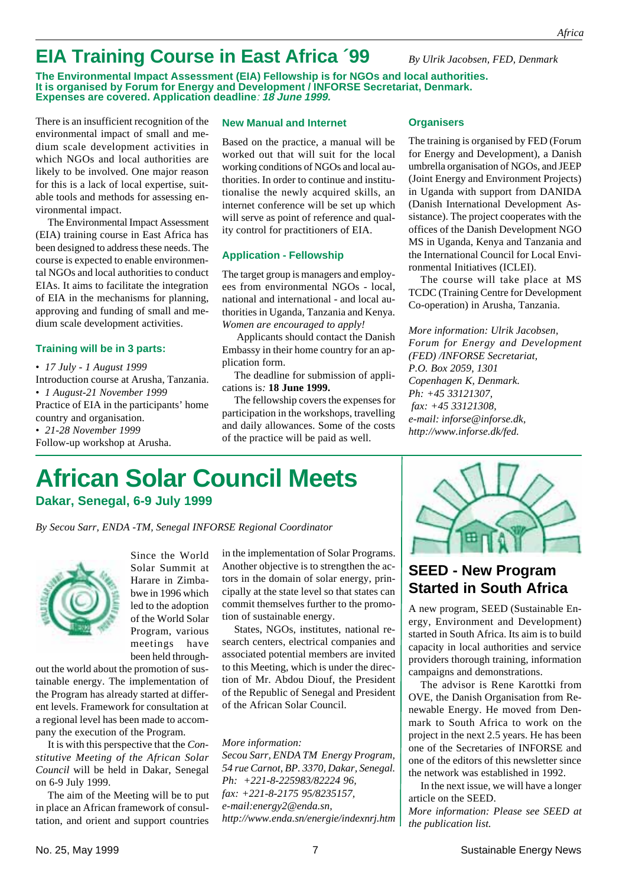# EIA Training Course in East Africa ´99

*By Ulrik Jacobsen, FED, Denmark*

**The Environmental Impact Assessment (EIA) Fellowship is for NGOs and local authorities. It is organised by Forum for Energy and Development / INFORSE Secretariat, Denmark. Expenses are covered. Application deadline*: 18 June 1999.***

There is an insufficient recognition of the environmental impact of small and medium scale development activities in which NGOs and local authorities are likely to be involved. One major reason for this is a lack of local expertise, suitable tools and methods for assessing environmental impact.

The Environmental Impact Assessment (EIA) training course in East Africa has been designed to address these needs. The course is expected to enable environmental NGOs and local authorities to conduct EIAs. It aims to facilitate the integration of EIA in the mechanisms for planning, approving and funding of small and medium scale development activities.

### Training will be in 3 parts:

- *17 July - 1 August 1999*
  Introduction course at Arusha, Tanzania.
- *1 August-21 November 1999*
  Practice of EIA in the participants' home country and organisation.
- *21-28 November 1999*
  Follow-up workshop at Arusha.

### New Manual and Internet

Based on the practice, a manual will be worked out that will suit for the local working conditions of NGOs and local authorities. In order to continue and institutionalise the newly acquired skills, an internet conference will be set up which will serve as point of reference and quality control for practitioners of EIA.

### Application - Fellowship

The target group is managers and employees from environmental NGOs - local, national and international - and local authorities in Uganda, Tanzania and Kenya. *Women are encouraged to apply!*

Applicants should contact the Danish Embassy in their home country for an application form.

The deadline for submission of applications is*:* **18 June 1999.**

The fellowship covers the expenses for participation in the workshops, travelling and daily allowances. Some of the costs of the practice will be paid as well.

### Organisers

The training is organised by FED (Forum for Energy and Development), a Danish umbrella organisation of NGOs, and JEEP (Joint Energy and Environment Projects) in Uganda with support from DANIDA (Danish International Development Assistance). The project cooperates with the offices of the Danish Development NGO MS in Uganda, Kenya and Tanzania and the International Council for Local Environmental Initiatives (ICLEI).

The course will take place at MS TCDC (Training Centre for Development Co-operation) in Arusha, Tanzania.

*More information: Ulrik Jacobsen, Forum for Energy and Development (FED) /INFORSE Secretariat, P.O. Box 2059, 1301 Copenhagen K, Denmark. Ph: +45 33121307, fax: +45 33121308, e-mail: inforse@inforse.dk, http://www.inforse.dk/fed.*

# African Solar Council Meets

## Dakar, Senegal, 6-9 July 1999

*By Secou Sarr, ENDA -TM, Senegal INFORSE Regional Coordinator*

Since the World Solar Summit at Harare in Zimbabwe in 1996 which led to the adoption of the World Solar Program, various meetings have been held throughout the world about the promotion of sustainable energy. The implementation of the Program has already started at different levels. Framework for consultation at a regional level has been made to accompany the execution of the Program.

It is with this perspective that the *Constitutive Meeting of the African Solar Council* will be held in Dakar, Senegal on 6-9 July 1999.

The aim of the Meeting will be to put in place an African framework of consultation, and orient and support countries in the implementation of Solar Programs. Another objective is to strengthen the actors in the domain of solar energy, principally at the state level so that states can commit themselves further to the promotion of sustainable energy.

States, NGOs, institutes, national research centers, electrical companies and associated potential members are invited to this Meeting, which is under the direction of Mr. Abdou Diouf, the President of the Republic of Senegal and President of the African Solar Council.

*More information: Secou Sarr, ENDA TM Energy Program, 54 rue Carnot, BP. 3370, Dakar, Senegal. Ph: +221-8-225983/82224 96, fax: +221-8-2175 95/8235157, e-mail:energy2@enda.sn, http://www.enda.sn/energie/indexnrj.htm*

# SEED - New Program Started in South Africa

A new program, SEED (Sustainable Energy, Environment and Development) started in South Africa. Its aim is to build capacity in local authorities and service providers thorough training, information campaigns and demonstrations.

The advisor is Rene Karottki from OVE, the Danish Organisation from Renewable Energy. He moved from Denmark to South Africa to work on the project in the next 2.5 years. He has been one of the Secretaries of INFORSE and one of the editors of this newsletter since the network was established in 1992.

In the next issue, we will have a longer article on the SEED.

*More information: Please see SEED at the publication list.*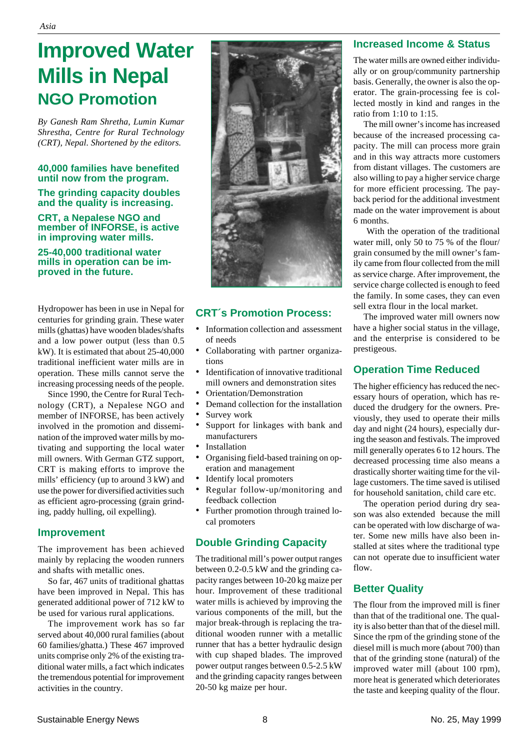# Improved Water Mills in Nepal

## NGO Promotion

*By Ganesh Ram Shretha, Lumin Kumar Shrestha, Centre for Rural Technology (CRT), Nepal. Shortened by the editors.*

**40,000 families have benefited until now from the program.**

**The grinding capacity doubles and the quality is increasing.**

**CRT, a Nepalese NGO and member of INFORSE, is active in improving water mills.**

**25-40,000 traditional water mills in operation can be improved in the future.**

Hydropower has been in use in Nepal for centuries for grinding grain. These water mills (ghattas) have wooden blades/shafts and a low power output (less than 0.5 kW). It is estimated that about 25-40,000 traditional inefficient water mills are in operation. These mills cannot serve the increasing processing needs of the people.

Since 1990, the Centre for Rural Technology (CRT), a Nepalese NGO and member of INFORSE, has been actively involved in the promotion and dissemination of the improved water mills by motivating and supporting the local water mill owners. With German GTZ support, CRT is making efforts to improve the mills' efficiency (up to around 3 kW) and use the power for diversified activities such as efficient agro-processing (grain grinding, paddy hulling, oil expelling).

### Improvement

The improvement has been achieved mainly by replacing the wooden runners and shafts with metallic ones.

So far, 467 units of traditional ghattas have been improved in Nepal. This has generated additional power of 712 kW to be used for various rural applications.

The improvement work has so far served about 40,000 rural families (about 60 families/ghatta.) These 467 improved units comprise only 2% of the existing traditional water mills, a fact which indicates the tremendous potential for improvement activities in the country.

### CRT´s Promotion Process:

- Information collection and assessment of needs
- Collaborating with partner organizations
- Identification of innovative traditional mill owners and demonstration sites
- Orientation/Demonstration
- Demand collection for the installation
- Survey work
- Support for linkages with bank and manufacturers
- Installation
- Organising field-based training on operation and management
- Identify local promoters
- Regular follow-up/monitoring and feedback collection
- Further promotion through trained local promoters

### Double Grinding Capacity

The traditional mill's power output ranges between 0.2-0.5 kW and the grinding capacity ranges between 10-20 kg maize per hour. Improvement of these traditional water mills is achieved by improving the various components of the mill, but the major break-through is replacing the traditional wooden runner with a metallic runner that has a better hydraulic design with cup shaped blades. The improved power output ranges between 0.5-2.5 kW and the grinding capacity ranges between 20-50 kg maize per hour.

### Increased Income & Status

The water mills are owned either individually or on group/community partnership basis. Generally, the owner is also the operator. The grain-processing fee is collected mostly in kind and ranges in the ratio from 1:10 to 1:15.

The mill owner's income has increased because of the increased processing capacity. The mill can process more grain and in this way attracts more customers from distant villages. The customers are also willing to pay a higher service charge for more efficient processing. The payback period for the additional investment made on the water improvement is about 6 months.

With the operation of the traditional water mill, only 50 to 75 % of the flour/grain consumed by the mill owner's family came from flour collected from the mill as service charge. After improvement, the service charge collected is enough to feed the family. In some cases, they can even sell extra flour in the local market.

The improved water mill owners now have a higher social status in the village, and the enterprise is considered to be prestigeous.

### Operation Time Reduced

The higher efficiency has reduced the necessary hours of operation, which has reduced the drudgery for the owners. Previously, they used to operate their mills day and night (24 hours), especially during the season and festivals. The improved mill generally operates 6 to 12 hours. The decreased processing time also means a drastically shorter waiting time for the village customers. The time saved is utilised for household sanitation, child care etc.

The operation period during dry season was also extended because the mill can be operated with low discharge of water. Some new mills have also been installed at sites where the traditional type can not operate due to insufficient water flow.

### Better Quality

The flour from the improved mill is finer than that of the traditional one. The quality is also better than that of the diesel mill. Since the rpm of the grinding stone of the diesel mill is much more (about 700) than that of the grinding stone (natural) of the improved water mill (about 100 rpm), more heat is generated which deteriorates the taste and keeping quality of the flour.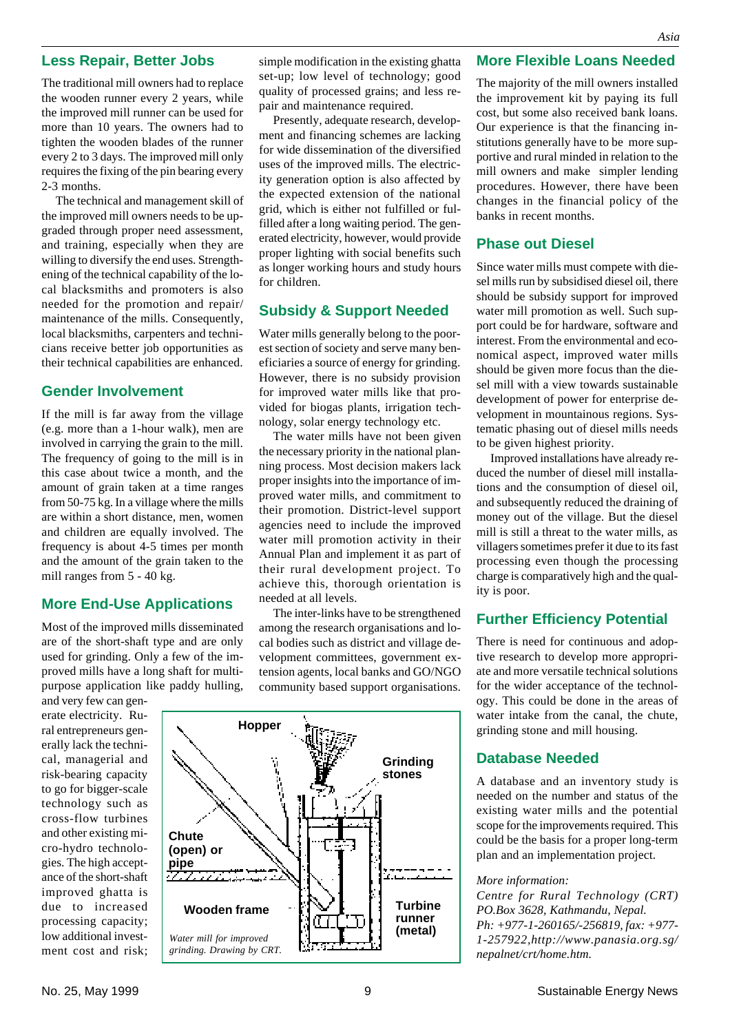## Less Repair, Better Jobs

The traditional mill owners had to replace the wooden runner every 2 years, while the improved mill runner can be used for more than 10 years. The owners had to tighten the wooden blades of the runner every 2 to 3 days. The improved mill only requires the fixing of the pin bearing every 2-3 months.

The technical and management skill of the improved mill owners needs to be upgraded through proper need assessment, and training, especially when they are willing to diversify the end uses. Strengthening of the technical capability of the local blacksmiths and promoters is also needed for the promotion and repair/ maintenance of the mills. Consequently, local blacksmiths, carpenters and technicians receive better job opportunities as their technical capabilities are enhanced.

## Gender Involvement

If the mill is far away from the village (e.g. more than a 1-hour walk), men are involved in carrying the grain to the mill. The frequency of going to the mill is in this case about twice a month, and the amount of grain taken at a time ranges from 50-75 kg. In a village where the mills are within a short distance, men, women and children are equally involved. The frequency is about 4-5 times per month and the amount of the grain taken to the mill ranges from 5 - 40 kg.

## More End-Use Applications

Most of the improved mills disseminated are of the short-shaft type and are only used for grinding. Only a few of the improved mills have a long shaft for multi-purpose application like paddy hulling, and very few can generate electricity. Rural entrepreneurs generally lack the technical, managerial and risk-bearing capacity to go for bigger-scale technology such as cross-flow turbines and other existing micro-hydro technologies. The high acceptance of the short-shaft improved ghatta is due to increased processing capacity; low additional investment cost and risk; simple modification in the existing ghatta set-up; low level of technology; good quality of processed grains; and less repair and maintenance required.

Presently, adequate research, development and financing schemes are lacking for wide dissemination of the diversified uses of the improved mills. The electricity generation option is also affected by the expected extension of the national grid, which is either not fulfilled or fulfilled after a long waiting period. The generated electricity, however, would provide proper lighting with social benefits such as longer working hours and study hours for children.

Hopper

Grinding stones

Chute (open) or pipe

Wooden frame

Turbine runner (metal)

*Water mill for improved grinding. Drawing by CRT.*

## Subsidy & Support Needed

Water mills generally belong to the poorest section of society and serve many beneficiaries a source of energy for grinding. However, there is no subsidy provision for improved water mills like that provided for biogas plants, irrigation technology, solar energy technology etc.

The water mills have not been given the necessary priority in the national planning process. Most decision makers lack proper insights into the importance of improved water mills, and commitment to their promotion. District-level support agencies need to include the improved water mill promotion activity in their Annual Plan and implement it as part of their rural development project. To achieve this, thorough orientation is needed at all levels.

The inter-links have to be strengthened among the research organisations and local bodies such as district and village development committees, government extension agents, local banks and GO/NGO community based support organisations.

## More Flexible Loans Needed

The majority of the mill owners installed the improvement kit by paying its full cost, but some also received bank loans. Our experience is that the financing institutions generally have to be more supportive and rural minded in relation to the mill owners and make simpler lending procedures. However, there have been changes in the financial policy of the banks in recent months.

## Phase out Diesel

Since water mills must compete with diesel mills run by subsidised diesel oil, there should be subsidy support for improved water mill promotion as well. Such support could be for hardware, software and interest. From the environmental and economical aspect, improved water mills should be given more focus than the diesel mill with a view towards sustainable development of power for enterprise development in mountainous regions. Systematic phasing out of diesel mills needs to be given highest priority.

Improved installations have already reduced the number of diesel mill installations and the consumption of diesel oil, and subsequently reduced the draining of money out of the village. But the diesel mill is still a threat to the water mills, as villagers sometimes prefer it due to its fast processing even though the processing charge is comparatively high and the quality is poor.

## Further Efficiency Potential

There is need for continuous and adoptive research to develop more appropriate and more versatile technical solutions for the wider acceptance of the technology. This could be done in the areas of water intake from the canal, the chute, grinding stone and mill housing.

## Database Needed

A database and an inventory study is needed on the number and status of the existing water mills and the potential scope for the improvements required. This could be the basis for a proper long-term plan and an implementation project.

*More information:*
*Centre for Rural Technology (CRT)*
*PO.Box 3628, Kathmandu, Nepal.*
*Ph: +977-1-260165/-256819, fax: +977-1-257922,http://www.panasia.org.sg/nepalnet/crt/home.htm.*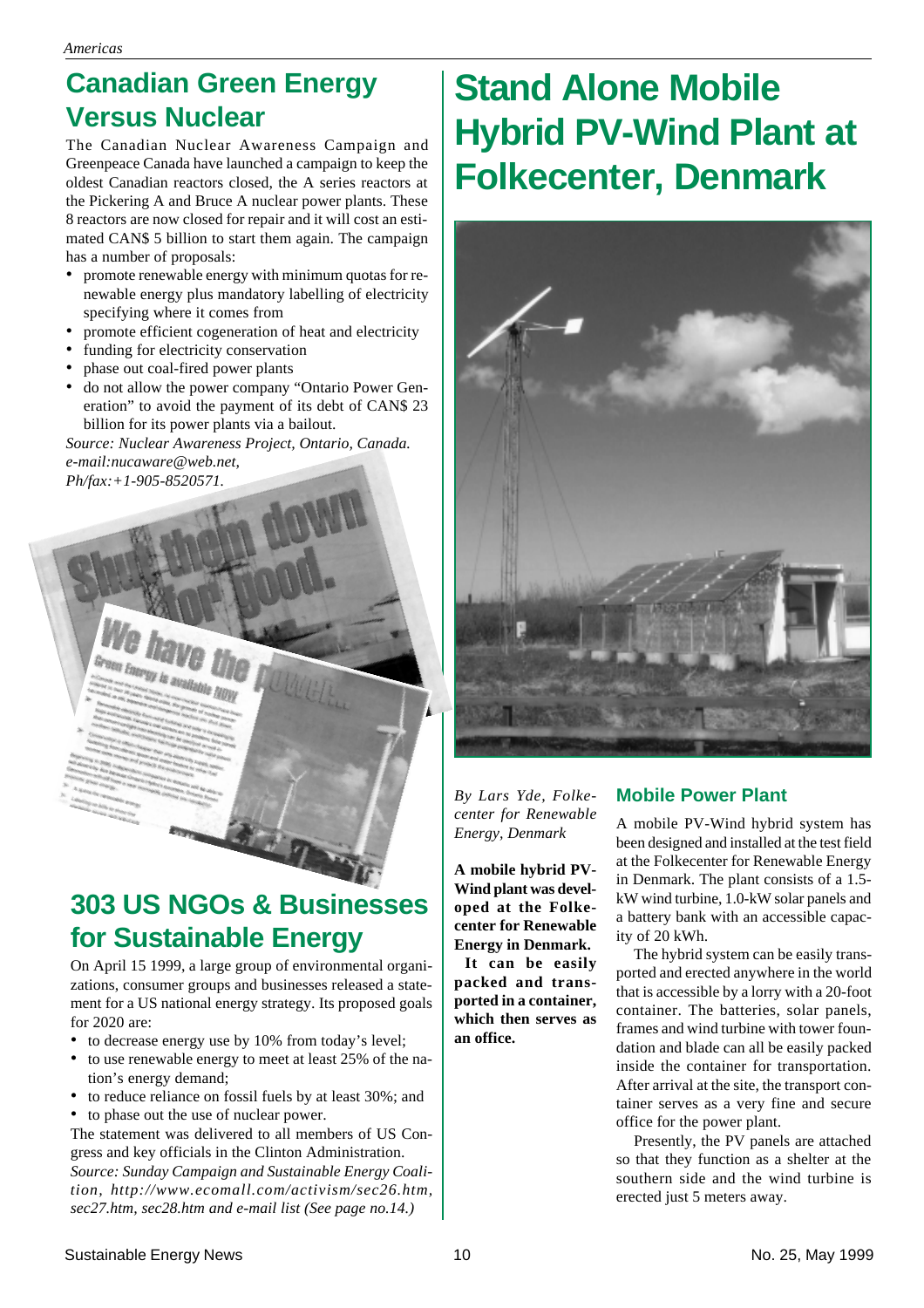## Canadian Green Energy Versus Nuclear

The Canadian Nuclear Awareness Campaign and Greenpeace Canada have launched a campaign to keep the oldest Canadian reactors closed, the A series reactors at the Pickering A and Bruce A nuclear power plants. These 8 reactors are now closed for repair and it will cost an estimated CAN$ 5 billion to start them again. The campaign has a number of proposals:

- promote renewable energy with minimum quotas for renewable energy plus mandatory labelling of electricity specifying where it comes from
- promote efficient cogeneration of heat and electricity
- funding for electricity conservation
- phase out coal-fired power plants
- do not allow the power company "Ontario Power Generation" to avoid the payment of its debt of CAN$ 23 billion for its power plants via a bailout.

*Source: Nuclear Awareness Project, Ontario, Canada. e-mail:nucaware@web.net, Ph/fax:+1-905-8520571.*

## 303 US NGOs & Businesses for Sustainable Energy

On April 15 1999, a large group of environmental organizations, consumer groups and businesses released a statement for a US national energy strategy. Its proposed goals for 2020 are:

- to decrease energy use by 10% from today's level;
- to use renewable energy to meet at least 25% of the nation's energy demand;
- to reduce reliance on fossil fuels by at least 30%; and
- to phase out the use of nuclear power.

The statement was delivered to all members of US Congress and key officials in the Clinton Administration.

*Source: Sunday Campaign and Sustainable Energy Coalition, http://www.ecomall.com/activism/sec26.htm, sec27.htm, sec28.htm and e-mail list (See page no.14.)*

# Stand Alone Mobile Hybrid PV-Wind Plant at Folkecenter, Denmark

*By Lars Yde, Folkecenter for Renewable Energy, Denmark*

**A mobile hybrid PV-Wind plant was developed at the Folkecenter for Renewable Energy in Denmark. It can be easily packed and transported in a container, which then serves as an office.**

### Mobile Power Plant

A mobile PV-Wind hybrid system has been designed and installed at the test field at the Folkecenter for Renewable Energy in Denmark. The plant consists of a 1.5-kW wind turbine, 1.0-kW solar panels and a battery bank with an accessible capacity of 20 kWh.

The hybrid system can be easily transported and erected anywhere in the world that is accessible by a lorry with a 20-foot container. The batteries, solar panels, frames and wind turbine with tower foundation and blade can all be easily packed inside the container for transportation. After arrival at the site, the transport container serves as a very fine and secure office for the power plant.

Presently, the PV panels are attached so that they function as a shelter at the southern side and the wind turbine is erected just 5 meters away.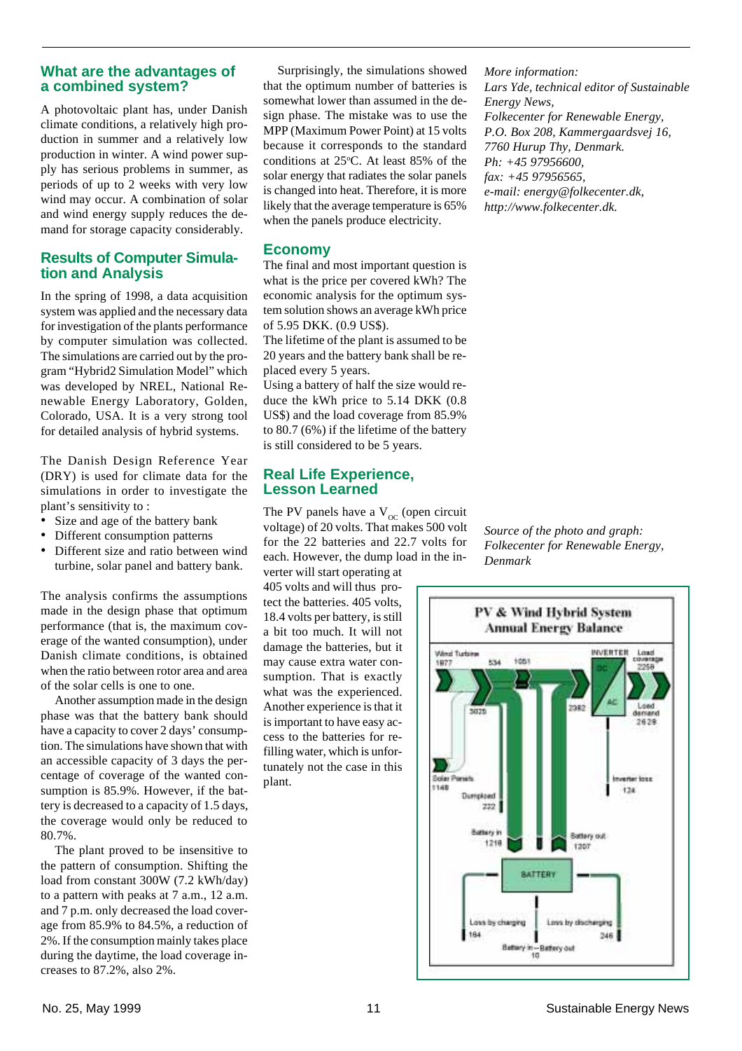## What are the advantages of a combined system?

A photovoltaic plant has, under Danish climate conditions, a relatively high production in summer and a relatively low production in winter. A wind power supply has serious problems in summer, as periods of up to 2 weeks with very low wind may occur. A combination of solar and wind energy supply reduces the demand for storage capacity considerably.

## Results of Computer Simulation and Analysis

In the spring of 1998, a data acquisition system was applied and the necessary data for investigation of the plants performance by computer simulation was collected. The simulations are carried out by the program "Hybrid2 Simulation Model" which was developed by NREL, National Renewable Energy Laboratory, Golden, Colorado, USA. It is a very strong tool for detailed analysis of hybrid systems.

The Danish Design Reference Year (DRY) is used for climate data for the simulations in order to investigate the plant's sensitivity to :

- Size and age of the battery bank
- Different consumption patterns
- Different size and ratio between wind turbine, solar panel and battery bank.

The analysis confirms the assumptions made in the design phase that optimum performance (that is, the maximum coverage of the wanted consumption), under Danish climate conditions, is obtained when the ratio between rotor area and area of the solar cells is one to one.

Another assumption made in the design phase was that the battery bank should have a capacity to cover 2 days' consumption. The simulations have shown that with an accessible capacity of 3 days the percentage of coverage of the wanted consumption is 85.9%. However, if the battery is decreased to a capacity of 1.5 days, the coverage would only be reduced to 80.7%.

The plant proved to be insensitive to the pattern of consumption. Shifting the load from constant 300W (7.2 kWh/day) to a pattern with peaks at 7 a.m., 12 a.m. and 7 p.m. only decreased the load coverage from 85.9% to 84.5%, a reduction of 2%. If the consumption mainly takes place during the daytime, the load coverage increases to 87.2%, also 2%.

Surprisingly, the simulations showed that the optimum number of batteries is somewhat lower than assumed in the design phase. The mistake was to use the MPP (Maximum Power Point) at 15 volts because it corresponds to the standard conditions at 25°C. At least 85% of the solar energy that radiates the solar panels is changed into heat. Therefore, it is more likely that the average temperature is 65% when the panels produce electricity.

## Economy

The final and most important question is what is the price per covered kWh? The economic analysis for the optimum system solution shows an average kWh price of 5.95 DKK. (0.9 US$).

The lifetime of the plant is assumed to be 20 years and the battery bank shall be replaced every 5 years.

Using a battery of half the size would reduce the kWh price to 5.14 DKK (0.8 US$) and the load coverage from 85.9% to 80.7 (6%) if the lifetime of the battery is still considered to be 5 years.

## Real Life Experience, Lesson Learned

The PV panels have a $V_{OC}$ (open circuit voltage) of 20 volts. That makes 500 volt for the 22 batteries and 22.7 volts for each. However, the dump load in the inverter will start operating at 405 volts and will thus protect the batteries. 405 volts, 18.4 volts per battery, is still a bit too much. It will not damage the batteries, but it may cause extra water consumption. That is exactly what was the experienced. Another experience is that it is important to have easy access to the batteries for refilling water, which is unfortunately not the case in this plant.

*More information:*
*Lars Yde, technical editor of Sustainable Energy News,*
*Folkecenter for Renewable Energy,*
*P.O. Box 208, Kammergaardsvej 16,*
*7760 Hurup Thy, Denmark.*
*Ph: +45 97956600,*
*fax: +45 97956565,*
*e-mail: energy@folkecenter.dk,*
*http://www.folkecenter.dk.*

*Source of the photo and graph: Folkecenter for Renewable Energy, Denmark*

**PV & Wind Hybrid System Annual Energy Balance**

Wind Turbine 1877; 534; 1051; 3025; 2382; INVERTER (DC/AC); Load coverage 2258; Load demand 2628; Solar Panels 1148; Dumpload 222; Inverter loss 124; Battery in 1218; Battery out 1207; BATTERY; Loss by charging 184; Loss by discharging 246; Battery in – Battery out 10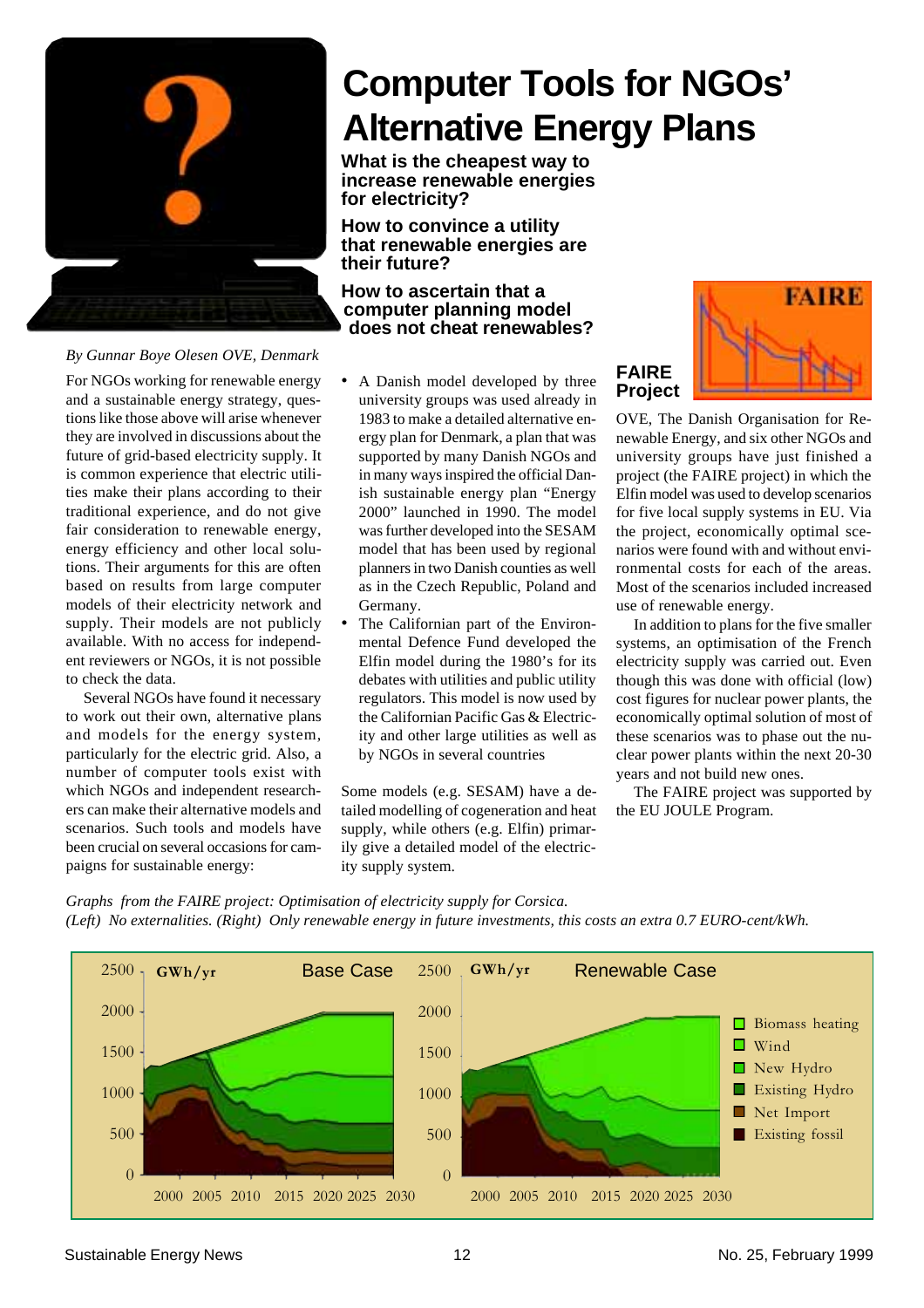# Computer Tools for NGOs' Alternative Energy Plans

**What is the cheapest way to increase renewable energies for electricity?**

**How to convince a utility that renewable energies are their future?**

**How to ascertain that a computer planning model does not cheat renewables?**

*By Gunnar Boye Olesen OVE, Denmark*

For NGOs working for renewable energy and a sustainable energy strategy, questions like those above will arise whenever they are involved in discussions about the future of grid-based electricity supply. It is common experience that electric utilities make their plans according to their traditional experience, and do not give fair consideration to renewable energy, energy efficiency and other local solutions. Their arguments for this are often based on results from large computer models of their electricity network and supply. Their models are not publicly available. With no access for independent reviewers or NGOs, it is not possible to check the data.

Several NGOs have found it necessary to work out their own, alternative plans and models for the energy system, particularly for the electric grid. Also, a number of computer tools exist with which NGOs and independent researchers can make their alternative models and scenarios. Such tools and models have been crucial on several occasions for campaigns for sustainable energy:

- A Danish model developed by three university groups was used already in 1983 to make a detailed alternative energy plan for Denmark, a plan that was supported by many Danish NGOs and in many ways inspired the official Danish sustainable energy plan "Energy 2000" launched in 1990. The model was further developed into the SESAM model that has been used by regional planners in two Danish counties as well as in the Czech Republic, Poland and Germany.
- The Californian part of the Environmental Defence Fund developed the Elfin model during the 1980's for its debates with utilities and public utility regulators. This model is now used by the Californian Pacific Gas & Electricity and other large utilities as well as by NGOs in several countries

Some models (e.g. SESAM) have a detailed modelling of cogeneration and heat supply, while others (e.g. Elfin) primarily give a detailed model of the electricity supply system.

## FAIRE Project

OVE, The Danish Organisation for Renewable Energy, and six other NGOs and university groups have just finished a project (the FAIRE project) in which the Elfin model was used to develop scenarios for five local supply systems in EU. Via the project, economically optimal scenarios were found with and without environmental costs for each of the areas. Most of the scenarios included increased use of renewable energy.

In addition to plans for the five smaller systems, an optimisation of the French electricity supply was carried out. Even though this was done with official (low) cost figures for nuclear power plants, the economically optimal solution of most of these scenarios was to phase out the nuclear power plants within the next 20-30 years and not build new ones.

The FAIRE project was supported by the EU JOULE Program.

*Graphs from the FAIRE project: Optimisation of electricity supply for Corsica.*
*(Left) No externalities. (Right) Only renewable energy in future investments, this costs an extra 0.7 EURO-cent/kWh.*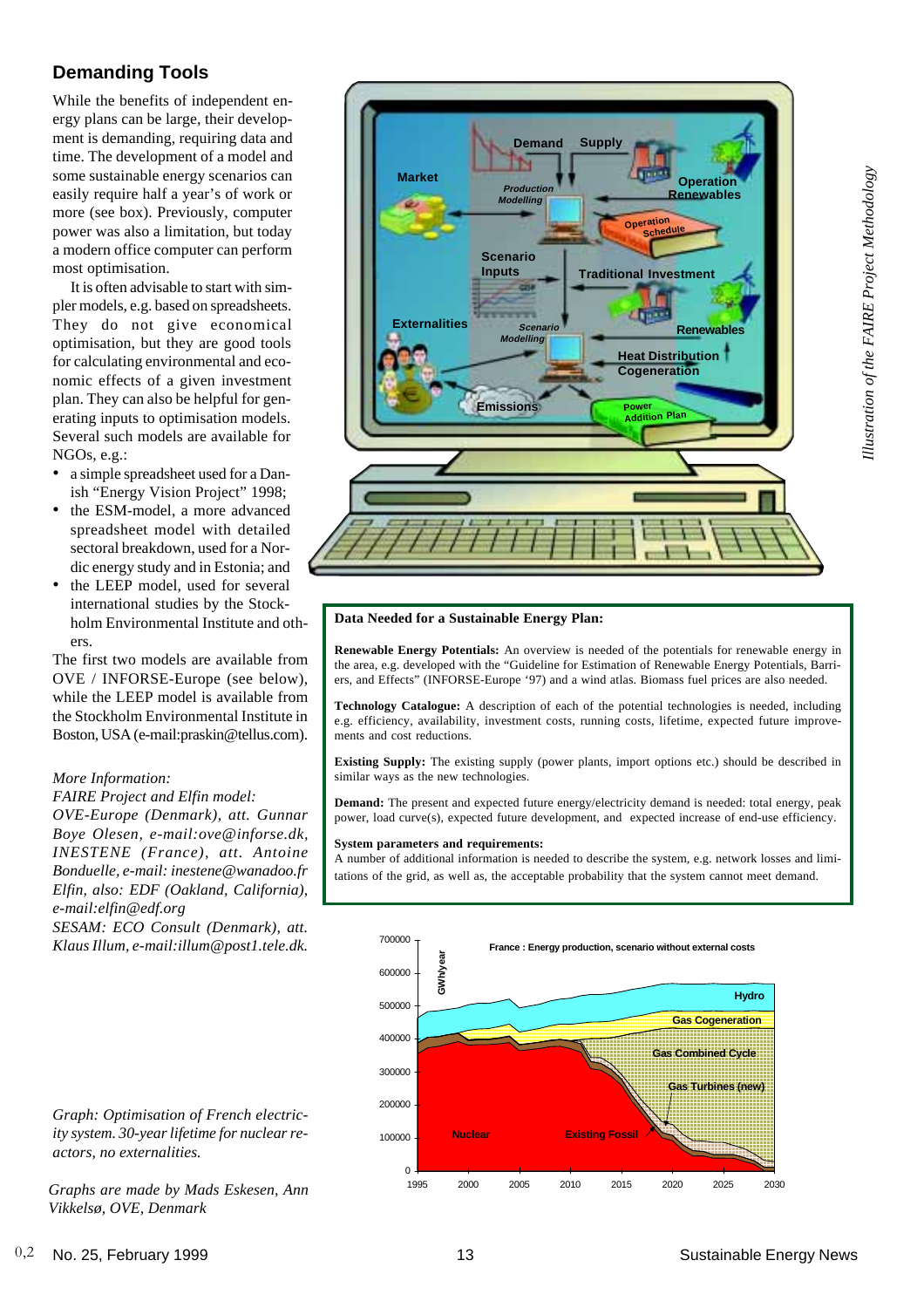## Demanding Tools

While the benefits of independent energy plans can be large, their development is demanding, requiring data and time. The development of a model and some sustainable energy scenarios can easily require half a year's of work or more (see box). Previously, computer power was also a limitation, but today a modern office computer can perform most optimisation.

It is often advisable to start with simpler models, e.g. based on spreadsheets. They do not give economical optimisation, but they are good tools for calculating environmental and economic effects of a given investment plan. They can also be helpful for generating inputs to optimisation models. Several such models are available for NGOs, e.g.:

- a simple spreadsheet used for a Danish "Energy Vision Project" 1998;
- the ESM-model, a more advanced spreadsheet model with detailed sectoral breakdown, used for a Nordic energy study and in Estonia; and
- the LEEP model, used for several international studies by the Stockholm Environmental Institute and others.

The first two models are available from OVE / INFORSE-Europe (see below), while the LEEP model is available from the Stockholm Environmental Institute in Boston, USA (e-mail:praskin@tellus.com).

*More Information:*
*FAIRE Project and Elfin model:*
*OVE-Europe (Denmark), att. Gunnar Boye Olesen, e-mail:ove@inforse.dk, INESTENE (France), att. Antoine Bonduelle, e-mail: inestene@wanadoo.fr*
*Elfin, also: EDF (Oakland, California), e-mail:elfin@edf.org*
*SESAM: ECO Consult (Denmark), att. Klaus Illum, e-mail:illum@post1.tele.dk.*

*Illustration of the FAIRE Project Methodology*

**Data Needed for a Sustainable Energy Plan:**

**Renewable Energy Potentials:** An overview is needed of the potentials for renewable energy in the area, e.g. developed with the "Guideline for Estimation of Renewable Energy Potentials, Barriers, and Effects" (INFORSE-Europe '97) and a wind atlas. Biomass fuel prices are also needed.

**Technology Catalogue:** A description of each of the potential technologies is needed, including e.g. efficiency, availability, investment costs, running costs, lifetime, expected future improvements and cost reductions.

**Existing Supply:** The existing supply (power plants, import options etc.) should be described in similar ways as the new technologies.

**Demand:** The present and expected future energy/electricity demand is needed: total energy, peak power, load curve(s), expected future development, and expected increase of end-use efficiency.

**System parameters and requirements:**
A number of additional information is needed to describe the system, e.g. network losses and limitations of the grid, as well as, the acceptable probability that the system cannot meet demand.

*Graph: Optimisation of French electricity system. 30-year lifetime for nuclear reactors, no externalities.*

*Graphs are made by Mads Eskesen, Ann Vikkelsø, OVE, Denmark*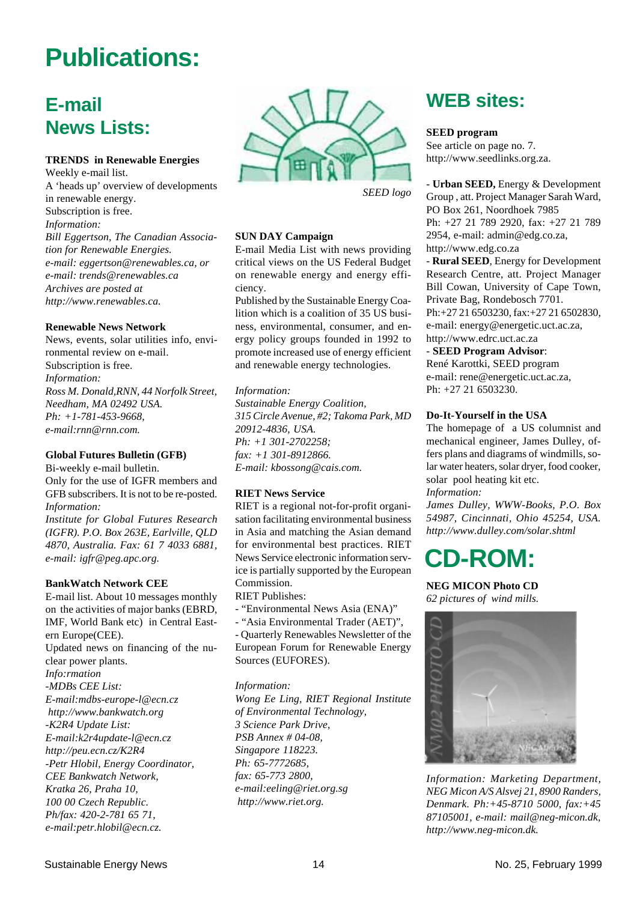# Publications:

## E-mail News Lists:

**TRENDS in Renewable Energies**
Weekly e-mail list.
A 'heads up' overview of developments in renewable energy.
Subscription is free.
*Information:*
*Bill Eggertson, The Canadian Association for Renewable Energies.*
*e-mail: eggertson@renewables.ca, or*
*e-mail: trends@renewables.ca*
*Archives are posted at*
*http://www.renewables.ca.*

**Renewable News Network**
News, events, solar utilities info, environmental review on e-mail.
Subscription is free.
*Information:*
*Ross M. Donald,RNN, 44 Norfolk Street, Needham, MA 02492 USA.*
*Ph: +1-781-453-9668,*
*e-mail:rnn@rnn.com.*

**Global Futures Bulletin (GFB)**
Bi-weekly e-mail bulletin.
Only for the use of IGFR members and GFB subscribers. It is not to be re-posted.
*Information:*
*Institute for Global Futures Research (IGFR). P.O. Box 263E, Earlville, QLD 4870, Australia. Fax: 61 7 4033 6881, e-mail: igfr@peg.apc.org.*

**BankWatch Network CEE**
E-mail list. About 10 messages monthly on the activities of major banks (EBRD, IMF, World Bank etc) in Central Eastern Europe(CEE).
Updated news on financing of the nuclear power plants.
*Info:rmation*
*-MDBs CEE List:*
*E-mail:mdbs-europe-l@ecn.cz*
*http://www.bankwatch.org*
*-K2R4 Update List:*
*E-mail:k2r4update-l@ecn.cz*
*http://peu.ecn.cz/K2R4*
*-Petr Hlobil, Energy Coordinator, CEE Bankwatch Network, Kratka 26, Praha 10, 100 00 Czech Republic.*
*Ph/fax: 420-2-781 65 71,*
*e-mail:petr.hlobil@ecn.cz.*

*SEED logo*

**SUN DAY Campaign**
E-mail Media List with news providing critical views on the US Federal Budget on renewable energy and energy efficiency.
Published by the Sustainable Energy Coalition which is a coalition of 35 US business, environmental, consumer, and energy policy groups founded in 1992 to promote increased use of energy efficient and renewable energy technologies.

*Information:*
*Sustainable Energy Coalition, 315 Circle Avenue, #2; Takoma Park, MD 20912-4836, USA.*
*Ph: +1 301-2702258;*
*fax: +1 301-8912866.*
*E-mail: kbossong@cais.com.*

**RIET News Service**
RIET is a regional not-for-profit organisation facilitating environmental business in Asia and matching the Asian demand for environmental best practices. RIET News Service electronic information service is partially supported by the European Commission.
RIET Publishes:
- "Environmental News Asia (ENA)"
- "Asia Environmental Trader (AET)",
- Quarterly Renewables Newsletter of the European Forum for Renewable Energy Sources (EUFORES).

*Information:*
*Wong Ee Ling, RIET Regional Institute of Environmental Technology, 3 Science Park Drive, PSB Annex # 04-08, Singapore 118223.*
*Ph: 65-7772685,*
*fax: 65-773 2800,*
*e-mail:eeling@riet.org.sg*
*http://www.riet.org.*

## WEB sites:

**SEED program**
See article on page no. 7.
http://www.seedlinks.org.za.

- **Urban SEED,** Energy & Development Group , att. Project Manager Sarah Ward, PO Box 261, Noordhoek 7985
Ph: +27 21 789 2920, fax: +27 21 789 2954, e-mail: admin@edg.co.za, http://www.edg.co.za
- **Rural SEED**, Energy for Development Research Centre, att. Project Manager Bill Cowan, University of Cape Town, Private Bag, Rondebosch 7701.
Ph:+27 21 6503230, fax:+27 21 6502830, e-mail: energy@energetic.uct.ac.za, http://www.edrc.uct.ac.za
- **SEED Program Advisor**:
René Karottki, SEED program
e-mail: rene@energetic.uct.ac.za,
Ph: +27 21 6503230.

**Do-It-Yourself in the USA**
The homepage of a US columnist and mechanical engineer, James Dulley, offers plans and diagrams of windmills, solar water heaters, solar dryer, food cooker, solar pool heating kit etc.
*Information:*
*James Dulley, WWW-Books, P.O. Box 54987, Cincinnati, Ohio 45254, USA.*
*http://www.dulley.com/solar.shtml*

## CD-ROM:

**NEG MICON Photo CD**
*62 pictures of wind mills.*

*Information: Marketing Department, NEG Micon A/S Alsvej 21, 8900 Randers, Denmark. Ph:+45-8710 5000, fax:+45 87105001, e-mail: mail@neg-micon.dk, http://www.neg-micon.dk.*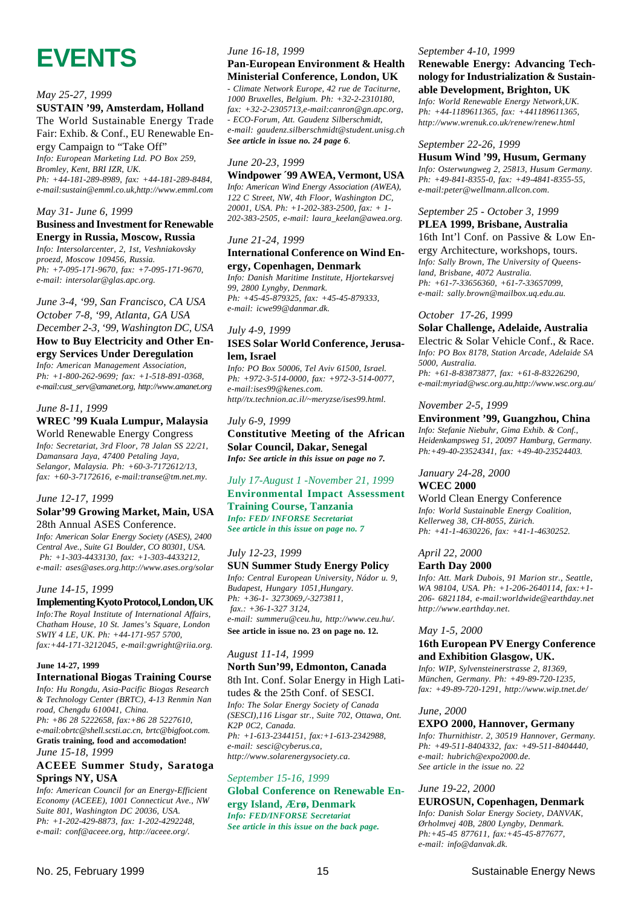# EVENTS

*May 25-27, 1999*

**SUSTAIN '99, Amsterdam, Holland**

The World Sustainable Energy Trade Fair: Exhib. & Conf., EU Renewable Energy Campaign to "Take Off"

*Info: European Marketing Ltd. PO Box 259, Bromley, Kent, BRI IZR, UK. Ph: +44-181-289-8989, fax: +44-181-289-8484, e-mail:sustain@emml.co.uk,http://www.emml.com*

*May 31- June 6, 1999*

**Business and Investment for Renewable Energy in Russia, Moscow, Russia**

*Info: Intersolarcenter, 2, 1st, Veshniakovsky proezd, Moscow 109456, Russia. Ph: +7-095-171-9670, fax: +7-095-171-9670, e-mail: intersolar@glas.apc.org.*

*June 3-4, '99, San Francisco, CA USA*
*October 7-8, '99, Atlanta, GA USA*
*December 2-3, '99, Washington DC, USA*

**How to Buy Electricity and Other Energy Services Under Deregulation**

*Info: American Management Association, Ph: +1-800-262-9699; fax: +1-518-891-0368, e-mail:cust_serv@amanet.org, http://www.amanet.org*

*June 8-11, 1999*

**WREC '99 Kuala Lumpur, Malaysia**

World Renewable Energy Congress

*Info: Secretariat, 3rd Floor, 78 Jalan SS 22/21, Damansara Jaya, 47400 Petaling Jaya, Selangor, Malaysia. Ph: +60-3-7172612/13, fax: +60-3-7172616, e-mail:transe@tm.net.my.*

*June 12-17, 1999*

**Solar'99 Growing Market, Main, USA**

28th Annual ASES Conference.

*Info: American Solar Energy Society (ASES), 2400 Central Ave., Suite G1 Boulder, CO 80301, USA. Ph: +1-303-4433130, fax: +1-303-4433212, e-mail: ases@ases.org.http://www.ases.org/solar*

*June 14-15, 1999*

**Implementing Kyoto Protocol, London, UK**

*Info:The Royal Institute of International Affairs, Chatham House, 10 St. James's Square, London SWIY 4 LE, UK. Ph: +44-171-957 5700, fax:+44-171-3212045, e-mail:gwright@riia.org.*

**June 14-27, 1999**

**International Biogas Training Course**

*Info: Hu Rongdu, Asia-Pacific Biogas Research & Technology Center (BRTC), 4-13 Renmin Nan road, Chengdu 610041, China. Ph: +86 28 5222658, fax:+86 28 5227610, e-mail:obrtc@shell.scsti.ac.cn, brtc@bigfoot.com.*

**Gratis training, food and accomodation!**

*June 15-18, 1999*

**ACEEE Summer Study, Saratoga Springs NY, USA**

*Info: American Council for an Energy-Efficient Economy (ACEEE), 1001 Connecticut Ave., NW Suite 801, Washington DC 20036, USA. Ph: +1-202-429-8873, fax: 1-202-4292248, e-mail: conf@aceee.org, http://aceee.org/.*

*June 16-18, 1999*

**Pan-European Environment & Health Ministerial Conference, London, UK**

*- Climate Network Europe, 42 rue de Taciturne, 1000 Bruxelles, Belgium. Ph: +32-2-2310180, fax: +32-2-2305713,e-mail:canron@gn.apc.org, - ECO-Forum, Att. Gaudenz Silberschmidt, e-mail: gaudenz.silberschmidt@student.unisg.ch*

***See article in issue no. 24 page 6.***

*June 20-23, 1999*

**Windpower ´99 AWEA, Vermont, USA**

*Info: American Wind Energy Association (AWEA), 122 C Street, NW, 4th Floor, Washington DC, 20001, USA. Ph: +1-202-383-2500, fax: + 1-202-383-2505, e-mail: laura_keelan@awea.org.*

*June 21-24, 1999*

**International Conference on Wind Energy, Copenhagen, Denmark**

*Info: Danish Maritime Institute, Hjortekarsvej 99, 2800 Lyngby, Denmark. Ph: +45-45-879325, fax: +45-45-879333, e-mail: icwe99@danmar.dk.*

*July 4-9, 1999*

**ISES Solar World Conference, Jerusalem, Israel**

*Info: PO Box 50006, Tel Aviv 61500, Israel. Ph: +972-3-514-0000, fax: +972-3-514-0077, e-mail:ises99@kenes.com. http//tx.technion.ac.il/~meryzse/ises99.html.*

*July 6-9, 1999*

**Constitutive Meeting of the African Solar Council, Dakar, Senegal**

***Info: See article in this issue on page no 7.***

*July 17-August 1 -November 21, 1999*

**Environmental Impact Assessment Training Course, Tanzania**

***Info: FED/ INFORSE Secretariat***
***See article in this issue on page no. 7***

*July 12-23, 1999*

**SUN Summer Study Energy Policy**

*Info: Central European University, Nádor u. 9, Budapest, Hungary 1051,Hungary. Ph: +36-1- 3273069,/-3273811, fax.: +36-1-327 3124, e-mail: summeru@ceu.hu, http://www.ceu.hu/.*

**See article in issue no. 23 on page no. 12.**

*August 11-14, 1999*

**North Sun'99, Edmonton, Canada**

8th Int. Conf. Solar Energy in High Latitudes & the 25th Conf. of SESCI.

*Info: The Solar Energy Society of Canada (SESCI),116 Lisgar str., Suite 702, Ottawa, Ont. K2P 0C2, Canada. Ph: +1-613-2344151, fax:+1-613-2342988, e-mail: sesci@cyberus.ca, http://www.solarenergysociety.ca.*

*September 15-16, 1999*

**Global Conference on Renewable Energy Island, Ærø, Denmark**

***Info: FED/INFORSE Secretariat***
***See article in this issue on the back page.***

*September 4-10, 1999*

**Renewable Energy: Advancing Technology for Industrialization & Sustainable Development, Brighton, UK**

*Info: World Renewable Energy Network,UK. Ph: +44-1189611365, fax: +441189611365, http://www.wrenuk.co.uk/renew/renew.html*

*September 22-26, 1999*

**Husum Wind '99, Husum, Germany**

*Info: Osterwungweg 2, 25813, Husum Germany. Ph: +49-841-8355-0, fax: +49-4841-8355-55, e-mail:peter@wellmann.allcon.com.*

*September 25 - October 3, 1999*

**PLEA 1999, Brisbane, Australia**

16th Int'l Conf. on Passive & Low Energy Architecture, workshops, tours.

*Info: Sally Brown, The University of Queensland, Brisbane, 4072 Australia. Ph: +61-7-33656360, +61-7-33657099, e-mail: sally.brown@mailbox.uq.edu.au.*

*October 17-26, 1999*

**Solar Challenge, Adelaide, Australia**

Electric & Solar Vehicle Conf., & Race.

*Info: PO Box 8178, Station Arcade, Adelaide SA 5000, Australia. Ph: +61-8-83873877, fax: +61-8-83226290, e-mail:myriad@wsc.org.au,http://www.wsc.org.au/*

*November 2-5, 1999*

**Environment '99, Guangzhou, China**

*Info: Stefanie Niebuhr, Gima Exhib. & Conf., Heidenkampsweg 51, 20097 Hamburg, Germany. Ph:+49-40-23524341, fax: +49-40-23524403.*

*January 24-28, 2000*

**WCEC 2000**

World Clean Energy Conference

*Info: World Sustainable Energy Coalition, Kellerweg 38, CH-8055, Zürich. Ph: +41-1-4630226, fax: +41-1-4630252.*

*April 22, 2000*

**Earth Day 2000**

*Info: Att. Mark Dubois, 91 Marion str., Seattle, WA 98104, USA. Ph: +1-206-2640114, fax:+1-206- 6821184, e-mail:worldwide@earthday.net http://www.earthday.net.*

*May 1-5, 2000*

**16th European PV Energy Conference and Exhibition Glasgow, UK.**

*Info: WIP, Sylvensteinerstrasse 2, 81369, München, Germany. Ph: +49-89-720-1235, fax: +49-89-720-1291, http://www.wip.tnet.de/*

*June, 2000*

**EXPO 2000, Hannover, Germany**

*Info: Thurnithistr. 2, 30519 Hannover, Germany. Ph: +49-511-8404332, fax: +49-511-8404440, e-mail: hubrich@expo2000.de. See article in the issue no. 22*

*June 19-22, 2000*

**EUROSUN, Copenhagen, Denmark**

*Info: Danish Solar Energy Society, DANVAK, Ørholmvej 40B, 2800 Lyngby, Denmark. Ph:+45-45 877611, fax:+45-45-877677, e-mail: info@danvak.dk.*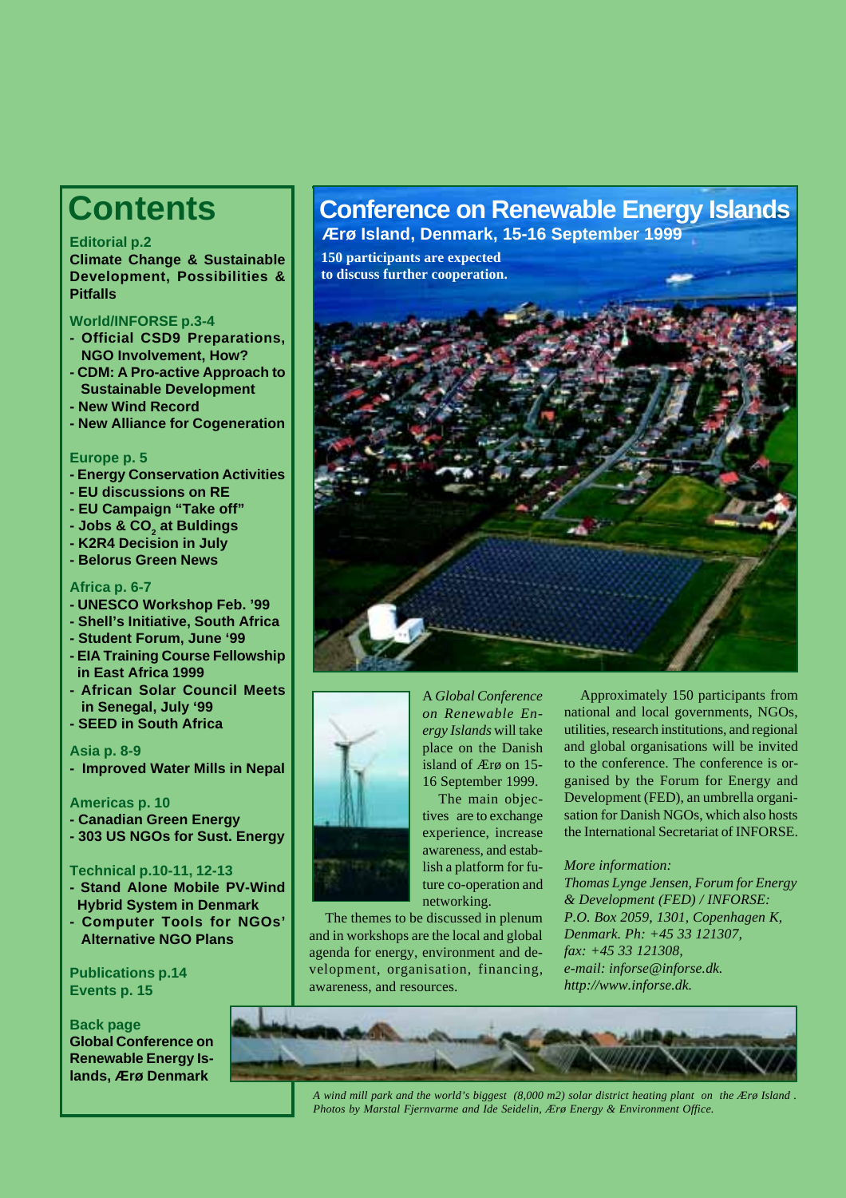# Contents

**Editorial p.2**

**Climate Change & Sustainable Development, Possibilities & Pitfalls**

**World/INFORSE p.3-4**

- **Official CSD9 Preparations, NGO Involvement, How?**
- **CDM: A Pro-active Approach to Sustainable Development**
- **New Wind Record**
- **New Alliance for Cogeneration**

**Europe p. 5**

- **Energy Conservation Activities**
- **EU discussions on RE**
- **EU Campaign "Take off"**
- **Jobs & $CO_2$ at Buldings**
- **K2R4 Decision in July**
- **Belorus Green News**

**Africa p. 6-7**

- **UNESCO Workshop Feb. '99**
- **Shell's Initiative, South Africa**
- **Student Forum, June '99**
- **EIA Training Course Fellowship in East Africa 1999**
- **African Solar Council Meets in Senegal, July '99**
- **SEED in South Africa**

**Asia p. 8-9**

- **Improved Water Mills in Nepal**

**Americas p. 10**

- **Canadian Green Energy**
- **303 US NGOs for Sust. Energy**

**Technical p.10-11, 12-13**

- **Stand Alone Mobile PV-Wind Hybrid System in Denmark**
- **Computer Tools for NGOs' Alternative NGO Plans**

**Publications p.14**

**Events p. 15**

**Back page**

**Global Conference on Renewable Energy Islands, Ærø Denmark**

# Conference on Renewable Energy Islands

## Ærø Island, Denmark, 15-16 September 1999

**150 participants are expected to discuss further cooperation.**

A *Global Conference on Renewable Energy Islands* will take place on the Danish island of Ærø on 15-16 September 1999.

The main objectives are to exchange experience, increase awareness, and establish a platform for future co-operation and networking.

The themes to be discussed in plenum and in workshops are the local and global agenda for energy, environment and development, organisation, financing, awareness, and resources.

Approximately 150 participants from national and local governments, NGOs, utilities, research institutions, and regional and global organisations will be invited to the conference. The conference is organised by the Forum for Energy and Development (FED), an umbrella organisation for Danish NGOs, which also hosts the International Secretariat of INFORSE.

*More information:*
*Thomas Lynge Jensen, Forum for Energy & Development (FED) / INFORSE:*
*P.O. Box 2059, 1301, Copenhagen K, Denmark. Ph: +45 33 121307,*
*fax: +45 33 121308,*
*e-mail: inforse@inforse.dk.*
*http://www.inforse.dk.*

*A wind mill park and the world's biggest (8,000 m2) solar district heating plant on the Ærø Island . Photos by Marstal Fjernvarme and Ide Seidelin, Ærø Energy & Environment Office.*